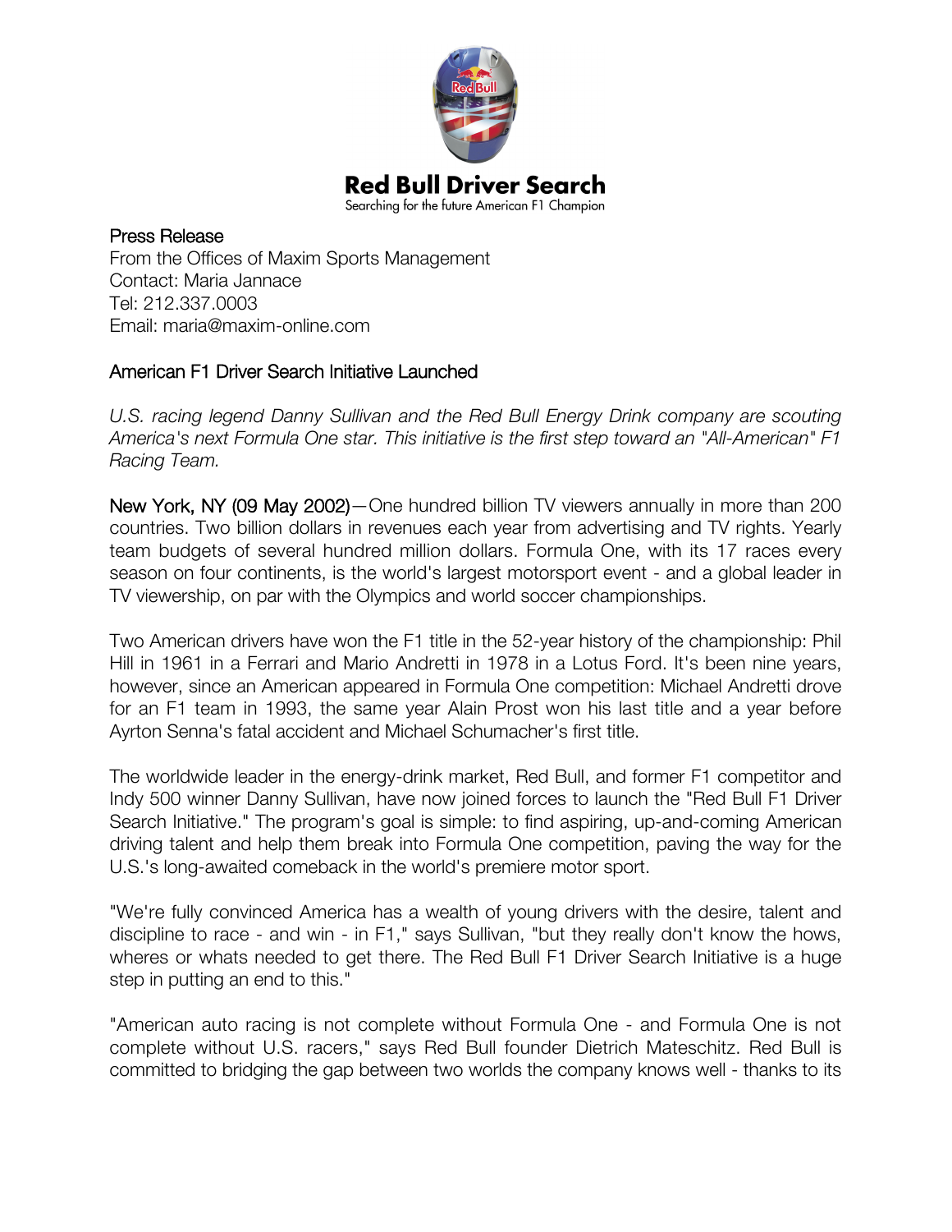# Red Bull Driver Search

Searching for the future American F1 Champion

Press Release
From the Offices of Maxim Sports Management
Contact: Maria Jannace
Tel: 212.337.0003
Email: maria@maxim-online.com

## American F1 Driver Search Initiative Launched

*U.S. racing legend Danny Sullivan and the Red Bull Energy Drink company are scouting America's next Formula One star. This initiative is the first step toward an "All-American" F1 Racing Team.*

New York, NY (09 May 2002)—One hundred billion TV viewers annually in more than 200 countries. Two billion dollars in revenues each year from advertising and TV rights. Yearly team budgets of several hundred million dollars. Formula One, with its 17 races every season on four continents, is the world's largest motorsport event - and a global leader in TV viewership, on par with the Olympics and world soccer championships.

Two American drivers have won the F1 title in the 52-year history of the championship: Phil Hill in 1961 in a Ferrari and Mario Andretti in 1978 in a Lotus Ford. It's been nine years, however, since an American appeared in Formula One competition: Michael Andretti drove for an F1 team in 1993, the same year Alain Prost won his last title and a year before Ayrton Senna's fatal accident and Michael Schumacher's first title.

The worldwide leader in the energy-drink market, Red Bull, and former F1 competitor and Indy 500 winner Danny Sullivan, have now joined forces to launch the "Red Bull F1 Driver Search Initiative." The program's goal is simple: to find aspiring, up-and-coming American driving talent and help them break into Formula One competition, paving the way for the U.S.'s long-awaited comeback in the world's premiere motor sport.

"We're fully convinced America has a wealth of young drivers with the desire, talent and discipline to race - and win - in F1," says Sullivan, "but they really don't know the hows, wheres or whats needed to get there. The Red Bull F1 Driver Search Initiative is a huge step in putting an end to this."

"American auto racing is not complete without Formula One - and Formula One is not complete without U.S. racers," says Red Bull founder Dietrich Mateschitz. Red Bull is committed to bridging the gap between two worlds the company knows well - thanks to its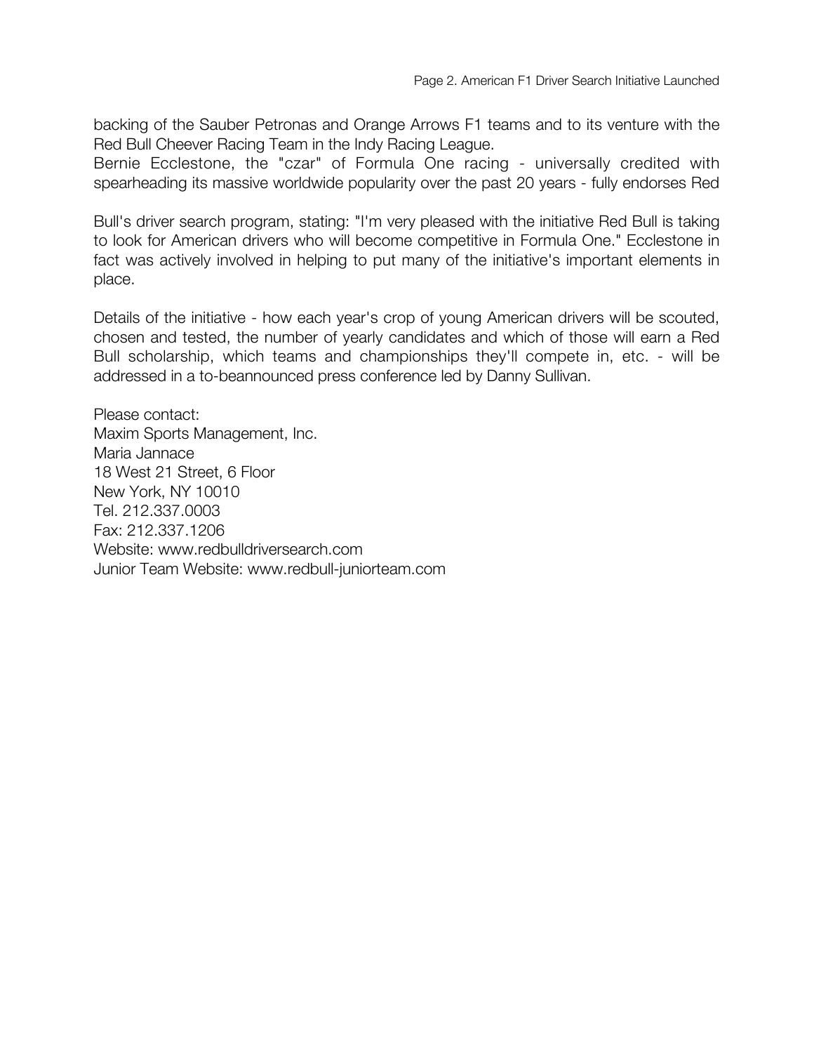backing of the Sauber Petronas and Orange Arrows F1 teams and to its venture with the Red Bull Cheever Racing Team in the Indy Racing League.
Bernie Ecclestone, the "czar" of Formula One racing - universally credited with spearheading its massive worldwide popularity over the past 20 years - fully endorses Red Bull's driver search program, stating: "I'm very pleased with the initiative Red Bull is taking to look for American drivers who will become competitive in Formula One." Ecclestone in fact was actively involved in helping to put many of the initiative's important elements in place.

Details of the initiative - how each year's crop of young American drivers will be scouted, chosen and tested, the number of yearly candidates and which of those will earn a Red Bull scholarship, which teams and championships they'll compete in, etc. - will be addressed in a to-beannounced press conference led by Danny Sullivan.

Please contact:
Maxim Sports Management, Inc.
Maria Jannace
18 West 21 Street, 6 Floor
New York, NY 10010
Tel. 212.337.0003
Fax: 212.337.1206
Website: www.redbulldriversearch.com
Junior Team Website: www.redbull-juniorteam.com